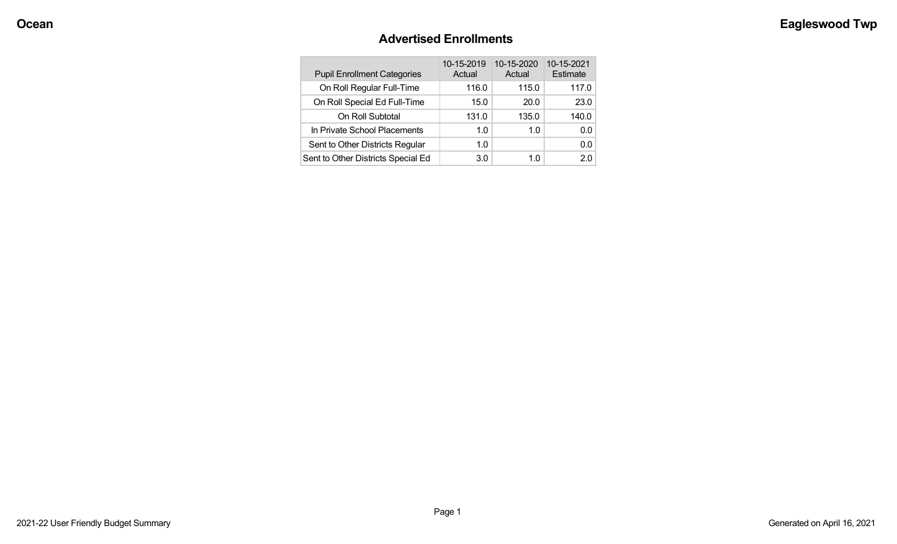# Advertised Enrollments

| Pupil Enrollment Categories | 10-15-2019 Actual | 10-15-2020 Actual | 10-15-2021 Estimate |
|---|---|---|---|
| On Roll Regular Full-Time | 116.0 | 115.0 | 117.0 |
| On Roll Special Ed Full-Time | 15.0 | 20.0 | 23.0 |
| On Roll Subtotal | 131.0 | 135.0 | 140.0 |
| In Private School Placements | 1.0 | 1.0 | 0.0 |
| Sent to Other Districts Regular | 1.0 | | 0.0 |
| Sent to Other Districts Special Ed | 3.0 | 1.0 | 2.0 |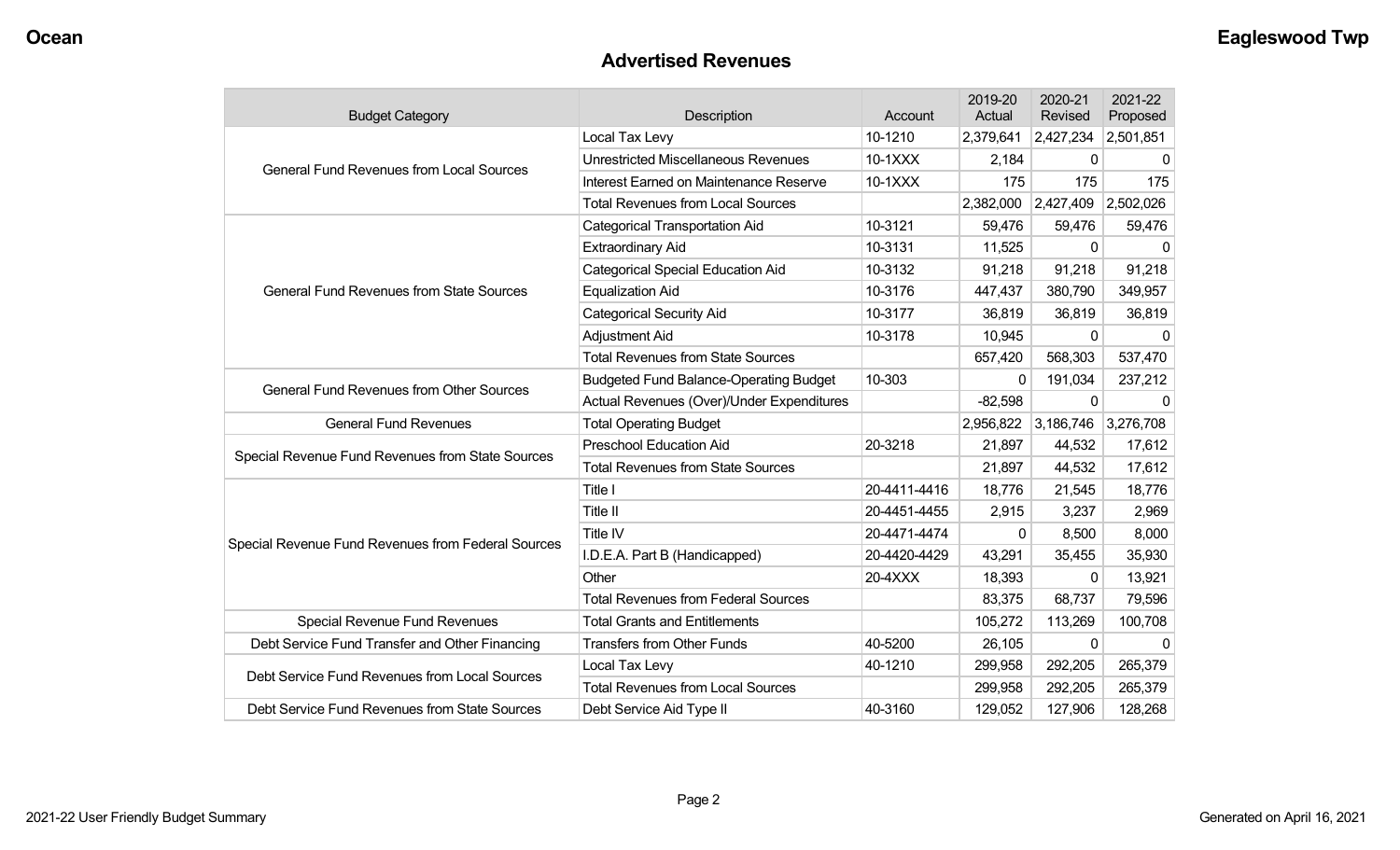## Advertised Revenues

| Budget Category | Description | Account | 2019-20 Actual | 2020-21 Revised | 2021-22 Proposed |
|---|---|---|---|---|---|
| General Fund Revenues from Local Sources | Local Tax Levy | 10-1210 | 2,379,641 | 2,427,234 | 2,501,851 |
| | Unrestricted Miscellaneous Revenues | 10-1XXX | 2,184 | 0 | 0 |
| | Interest Earned on Maintenance Reserve | 10-1XXX | 175 | 175 | 175 |
| | Total Revenues from Local Sources | | 2,382,000 | 2,427,409 | 2,502,026 |
| General Fund Revenues from State Sources | Categorical Transportation Aid | 10-3121 | 59,476 | 59,476 | 59,476 |
| | Extraordinary Aid | 10-3131 | 11,525 | 0 | 0 |
| | Categorical Special Education Aid | 10-3132 | 91,218 | 91,218 | 91,218 |
| | Equalization Aid | 10-3176 | 447,437 | 380,790 | 349,957 |
| | Categorical Security Aid | 10-3177 | 36,819 | 36,819 | 36,819 |
| | Adjustment Aid | 10-3178 | 10,945 | 0 | 0 |
| | Total Revenues from State Sources | | 657,420 | 568,303 | 537,470 |
| General Fund Revenues from Other Sources | Budgeted Fund Balance-Operating Budget | 10-303 | 0 | 191,034 | 237,212 |
| | Actual Revenues (Over)/Under Expenditures | | -82,598 | 0 | 0 |
| General Fund Revenues | Total Operating Budget | | 2,956,822 | 3,186,746 | 3,276,708 |
| Special Revenue Fund Revenues from State Sources | Preschool Education Aid | 20-3218 | 21,897 | 44,532 | 17,612 |
| | Total Revenues from State Sources | | 21,897 | 44,532 | 17,612 |
| Special Revenue Fund Revenues from Federal Sources | Title I | 20-4411-4416 | 18,776 | 21,545 | 18,776 |
| | Title II | 20-4451-4455 | 2,915 | 3,237 | 2,969 |
| | Title IV | 20-4471-4474 | 0 | 8,500 | 8,000 |
| | I.D.E.A. Part B (Handicapped) | 20-4420-4429 | 43,291 | 35,455 | 35,930 |
| | Other | 20-4XXX | 18,393 | 0 | 13,921 |
| | Total Revenues from Federal Sources | | 83,375 | 68,737 | 79,596 |
| Special Revenue Fund Revenues | Total Grants and Entitlements | | 105,272 | 113,269 | 100,708 |
| Debt Service Fund Transfer and Other Financing | Transfers from Other Funds | 40-5200 | 26,105 | 0 | 0 |
| Debt Service Fund Revenues from Local Sources | Local Tax Levy | 40-1210 | 299,958 | 292,205 | 265,379 |
| | Total Revenues from Local Sources | | 299,958 | 292,205 | 265,379 |
| Debt Service Fund Revenues from State Sources | Debt Service Aid Type II | 40-3160 | 129,052 | 127,906 | 128,268 |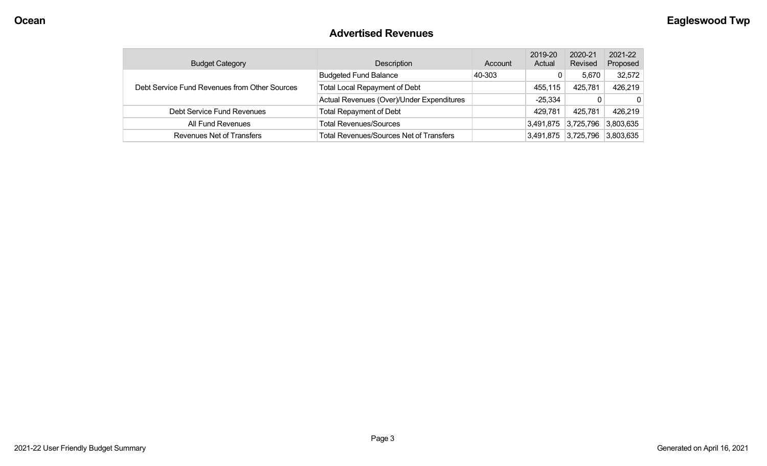## Advertised Revenues

| Budget Category | Description | Account | 2019-20 Actual | 2020-21 Revised | 2021-22 Proposed |
|---|---|---|---|---|---|
| Debt Service Fund Revenues from Other Sources | Budgeted Fund Balance | 40-303 | 0 | 5,670 | 32,572 |
| | Total Local Repayment of Debt | | 455,115 | 425,781 | 426,219 |
| | Actual Revenues (Over)/Under Expenditures | | -25,334 | 0 | 0 |
| Debt Service Fund Revenues | Total Repayment of Debt | | 429,781 | 425,781 | 426,219 |
| All Fund Revenues | Total Revenues/Sources | | 3,491,875 | 3,725,796 | 3,803,635 |
| Revenues Net of Transfers | Total Revenues/Sources Net of Transfers | | 3,491,875 | 3,725,796 | 3,803,635 |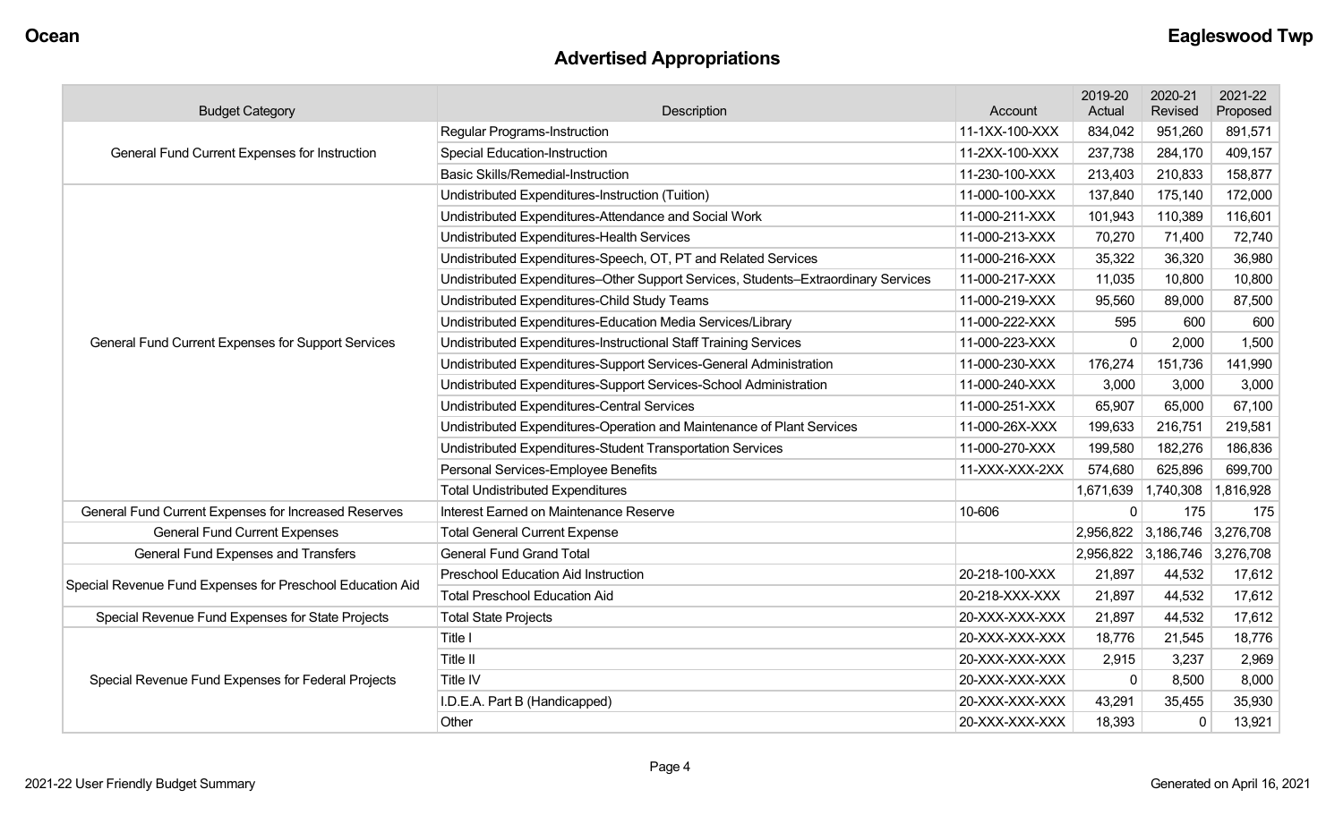**Ocean** **Eagleswood Twp**

# Advertised Appropriations

| Budget Category | Description | Account | 2019-20 Actual | 2020-21 Revised | 2021-22 Proposed |
|---|---|---|---|---|---|
| General Fund Current Expenses for Instruction | Regular Programs-Instruction | 11-1XX-100-XXX | 834,042 | 951,260 | 891,571 |
| | Special Education-Instruction | 11-2XX-100-XXX | 237,738 | 284,170 | 409,157 |
| | Basic Skills/Remedial-Instruction | 11-230-100-XXX | 213,403 | 210,833 | 158,877 |
| General Fund Current Expenses for Support Services | Undistributed Expenditures-Instruction (Tuition) | 11-000-100-XXX | 137,840 | 175,140 | 172,000 |
| | Undistributed Expenditures-Attendance and Social Work | 11-000-211-XXX | 101,943 | 110,389 | 116,601 |
| | Undistributed Expenditures-Health Services | 11-000-213-XXX | 70,270 | 71,400 | 72,740 |
| | Undistributed Expenditures-Speech, OT, PT and Related Services | 11-000-216-XXX | 35,322 | 36,320 | 36,980 |
| | Undistributed Expenditures–Other Support Services, Students–Extraordinary Services | 11-000-217-XXX | 11,035 | 10,800 | 10,800 |
| | Undistributed Expenditures-Child Study Teams | 11-000-219-XXX | 95,560 | 89,000 | 87,500 |
| | Undistributed Expenditures-Education Media Services/Library | 11-000-222-XXX | 595 | 600 | 600 |
| | Undistributed Expenditures-Instructional Staff Training Services | 11-000-223-XXX | 0 | 2,000 | 1,500 |
| | Undistributed Expenditures-Support Services-General Administration | 11-000-230-XXX | 176,274 | 151,736 | 141,990 |
| | Undistributed Expenditures-Support Services-School Administration | 11-000-240-XXX | 3,000 | 3,000 | 3,000 |
| | Undistributed Expenditures-Central Services | 11-000-251-XXX | 65,907 | 65,000 | 67,100 |
| | Undistributed Expenditures-Operation and Maintenance of Plant Services | 11-000-26X-XXX | 199,633 | 216,751 | 219,581 |
| | Undistributed Expenditures-Student Transportation Services | 11-000-270-XXX | 199,580 | 182,276 | 186,836 |
| | Personal Services-Employee Benefits | 11-XXX-XXX-2XX | 574,680 | 625,896 | 699,700 |
| | Total Undistributed Expenditures | | 1,671,639 | 1,740,308 | 1,816,928 |
| General Fund Current Expenses for Increased Reserves | Interest Earned on Maintenance Reserve | 10-606 | 0 | 175 | 175 |
| General Fund Current Expenses | Total General Current Expense | | 2,956,822 | 3,186,746 | 3,276,708 |
| General Fund Expenses and Transfers | General Fund Grand Total | | 2,956,822 | 3,186,746 | 3,276,708 |
| Special Revenue Fund Expenses for Preschool Education Aid | Preschool Education Aid Instruction | 20-218-100-XXX | 21,897 | 44,532 | 17,612 |
| | Total Preschool Education Aid | 20-218-XXX-XXX | 21,897 | 44,532 | 17,612 |
| Special Revenue Fund Expenses for State Projects | Total State Projects | 20-XXX-XXX-XXX | 21,897 | 44,532 | 17,612 |
| Special Revenue Fund Expenses for Federal Projects | Title I | 20-XXX-XXX-XXX | 18,776 | 21,545 | 18,776 |
| | Title II | 20-XXX-XXX-XXX | 2,915 | 3,237 | 2,969 |
| | Title IV | 20-XXX-XXX-XXX | 0 | 8,500 | 8,000 |
| | I.D.E.A. Part B (Handicapped) | 20-XXX-XXX-XXX | 43,291 | 35,455 | 35,930 |
| | Other | 20-XXX-XXX-XXX | 18,393 | 0 | 13,921 |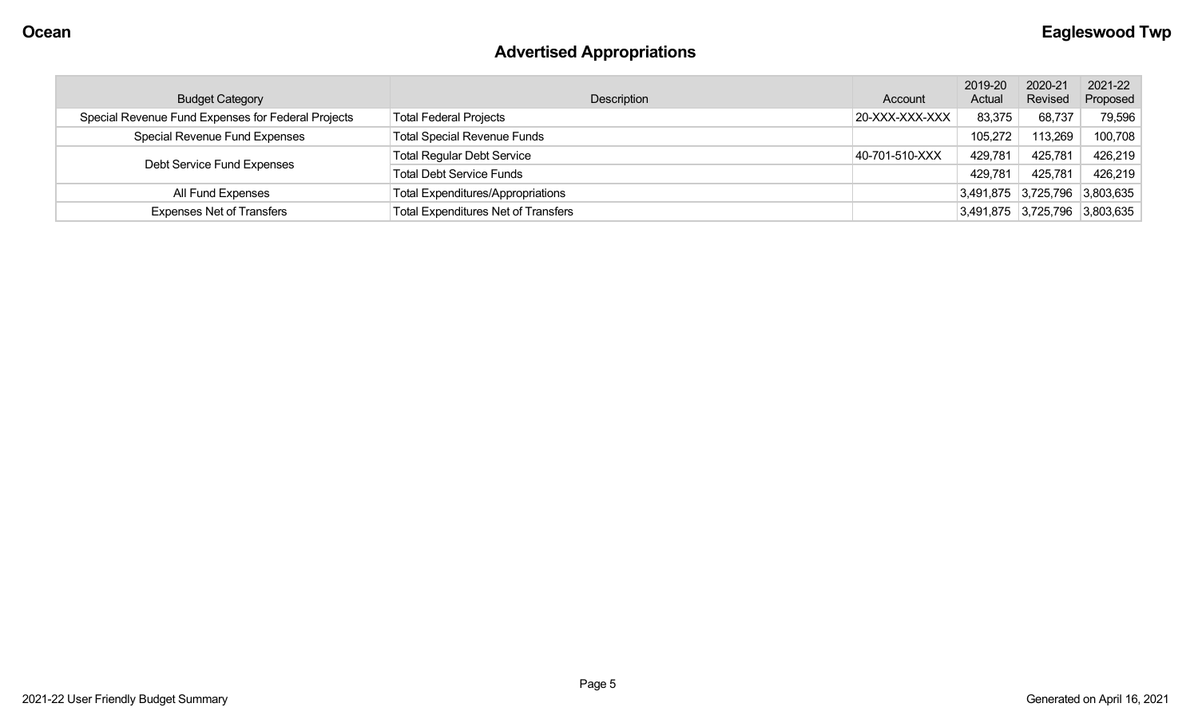**Ocean** **Eagleswood Twp**

## Advertised Appropriations

| Budget Category | Description | Account | 2019-20 Actual | 2020-21 Revised | 2021-22 Proposed |
|---|---|---|---|---|---|
| Special Revenue Fund Expenses for Federal Projects | Total Federal Projects | 20-XXX-XXX-XXX | 83,375 | 68,737 | 79,596 |
| Special Revenue Fund Expenses | Total Special Revenue Funds | | 105,272 | 113,269 | 100,708 |
| Debt Service Fund Expenses | Total Regular Debt Service | 40-701-510-XXX | 429,781 | 425,781 | 426,219 |
| | Total Debt Service Funds | | 429,781 | 425,781 | 426,219 |
| All Fund Expenses | Total Expenditures/Appropriations | | 3,491,875 | 3,725,796 | 3,803,635 |
| Expenses Net of Transfers | Total Expenditures Net of Transfers | | 3,491,875 | 3,725,796 | 3,803,635 |

2021-22 User Friendly Budget Summary — Generated on April 16, 2021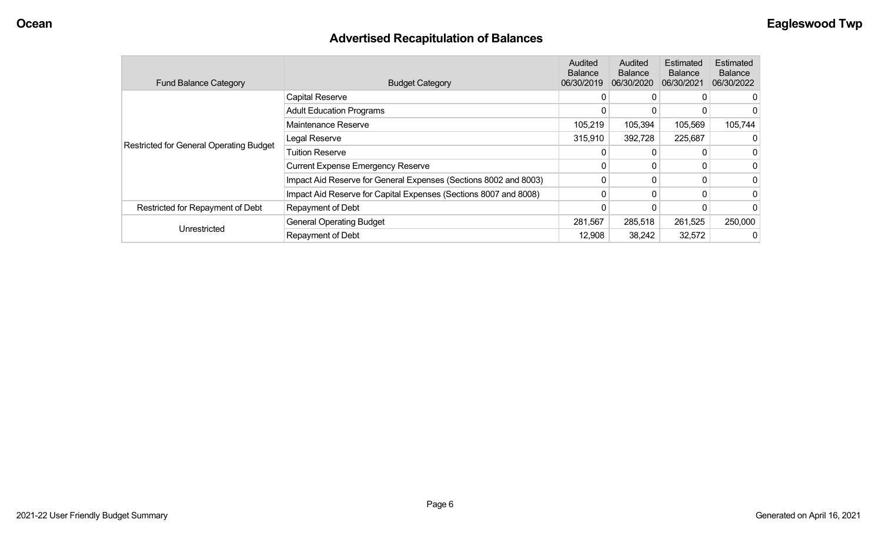# Advertised Recapitulation of Balances

| Fund Balance Category | Budget Category | Audited Balance 06/30/2019 | Audited Balance 06/30/2020 | Estimated Balance 06/30/2021 | Estimated Balance 06/30/2022 |
|---|---|---|---|---|---|
| Restricted for General Operating Budget | Capital Reserve | 0 | 0 | 0 | 0 |
| | Adult Education Programs | 0 | 0 | 0 | 0 |
| | Maintenance Reserve | 105,219 | 105,394 | 105,569 | 105,744 |
| | Legal Reserve | 315,910 | 392,728 | 225,687 | 0 |
| | Tuition Reserve | 0 | 0 | 0 | 0 |
| | Current Expense Emergency Reserve | 0 | 0 | 0 | 0 |
| | Impact Aid Reserve for General Expenses (Sections 8002 and 8003) | 0 | 0 | 0 | 0 |
| | Impact Aid Reserve for Capital Expenses (Sections 8007 and 8008) | 0 | 0 | 0 | 0 |
| Restricted for Repayment of Debt | Repayment of Debt | 0 | 0 | 0 | 0 |
| Unrestricted | General Operating Budget | 281,567 | 285,518 | 261,525 | 250,000 |
| | Repayment of Debt | 12,908 | 38,242 | 32,572 | 0 |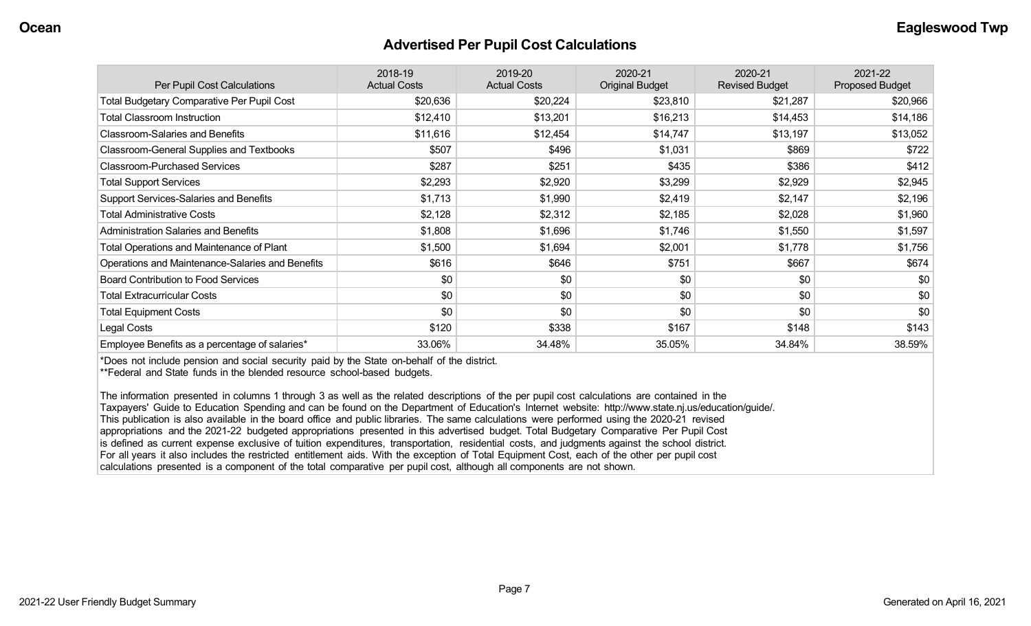# Advertised Per Pupil Cost Calculations

| Per Pupil Cost Calculations | 2018-19 Actual Costs | 2019-20 Actual Costs | 2020-21 Original Budget | 2020-21 Revised Budget | 2021-22 Proposed Budget |
|---|---|---|---|---|---|
| Total Budgetary Comparative Per Pupil Cost | $20,636 | $20,224 | $23,810 | $21,287 | $20,966 |
| Total Classroom Instruction | $12,410 | $13,201 | $16,213 | $14,453 | $14,186 |
| Classroom-Salaries and Benefits | $11,616 | $12,454 | $14,747 | $13,197 | $13,052 |
| Classroom-General Supplies and Textbooks | $507 | $496 | $1,031 | $869 | $722 |
| Classroom-Purchased Services | $287 | $251 | $435 | $386 | $412 |
| Total Support Services | $2,293 | $2,920 | $3,299 | $2,929 | $2,945 |
| Support Services-Salaries and Benefits | $1,713 | $1,990 | $2,419 | $2,147 | $2,196 |
| Total Administrative Costs | $2,128 | $2,312 | $2,185 | $2,028 | $1,960 |
| Administration Salaries and Benefits | $1,808 | $1,696 | $1,746 | $1,550 | $1,597 |
| Total Operations and Maintenance of Plant | $1,500 | $1,694 | $2,001 | $1,778 | $1,756 |
| Operations and Maintenance-Salaries and Benefits | $616 | $646 | $751 | $667 | $674 |
| Board Contribution to Food Services | $0 | $0 | $0 | $0 | $0 |
| Total Extracurricular Costs | $0 | $0 | $0 | $0 | $0 |
| Total Equipment Costs | $0 | $0 | $0 | $0 | $0 |
| Legal Costs | $120 | $338 | $167 | $148 | $143 |
| Employee Benefits as a percentage of salaries* | 33.06% | 34.48% | 35.05% | 34.84% | 38.59% |

*Does not include pension and social security paid by the State on-behalf of the district.
**Federal and State funds in the blended resource school-based budgets.

The information presented in columns 1 through 3 as well as the related descriptions of the per pupil cost calculations are contained in the Taxpayers' Guide to Education Spending and can be found on the Department of Education's Internet website: http://www.state.nj.us/education/guide/. This publication is also available in the board office and public libraries. The same calculations were performed using the 2020-21 revised appropriations and the 2021-22 budgeted appropriations presented in this advertised budget. Total Budgetary Comparative Per Pupil Cost is defined as current expense exclusive of tuition expenditures, transportation, residential costs, and judgments against the school district. For all years it also includes the restricted entitlement aids. With the exception of Total Equipment Cost, each of the other per pupil cost calculations presented is a component of the total comparative per pupil cost, although all components are not shown.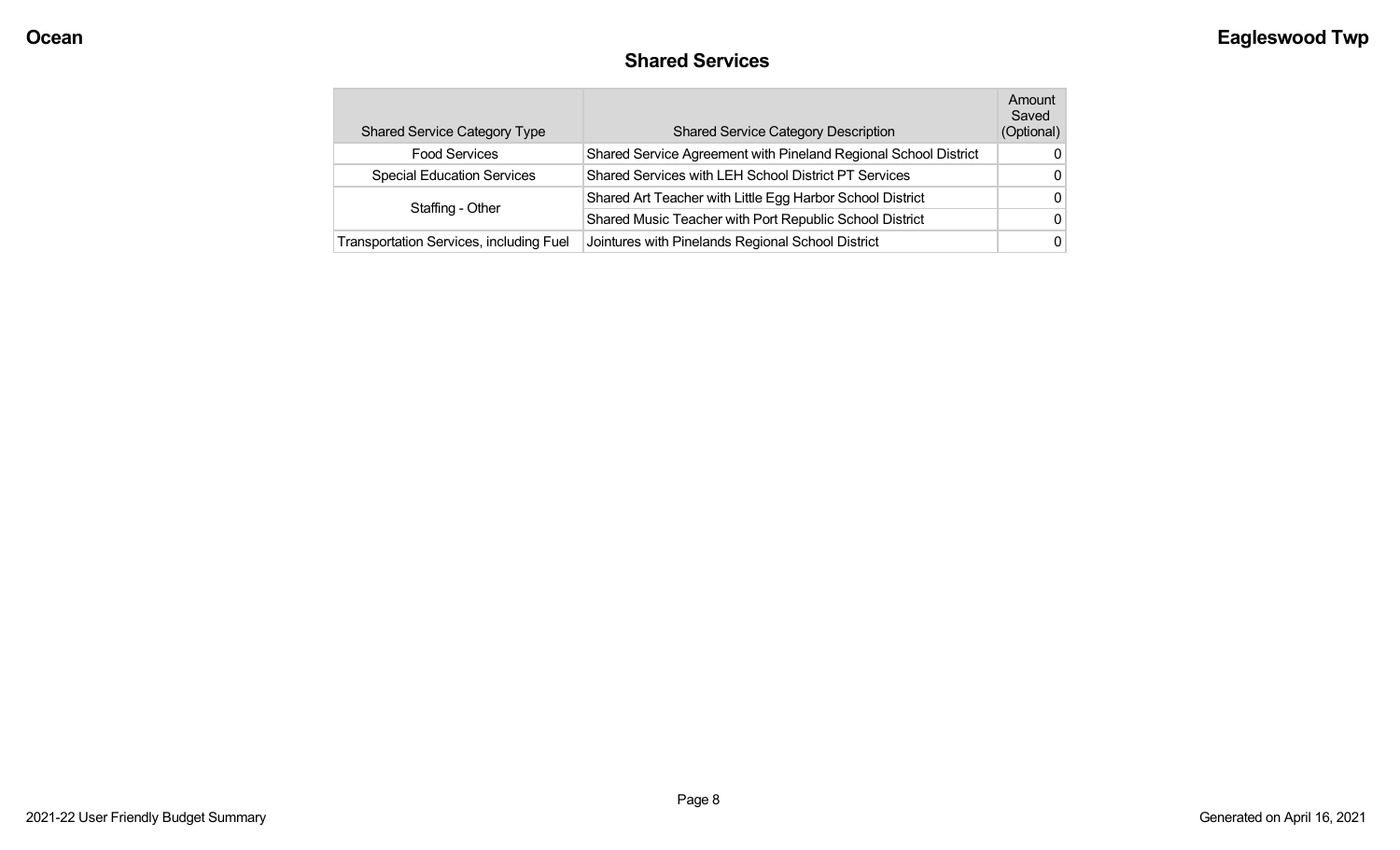## Shared Services

| Shared Service Category Type | Shared Service Category Description | Amount Saved (Optional) |
|---|---|---|
| Food Services | Shared Service Agreement with Pineland Regional School District | 0 |
| Special Education Services | Shared Services with LEH School District PT Services | 0 |
| Staffing - Other | Shared Art Teacher with Little Egg Harbor School District | 0 |
| | Shared Music Teacher with Port Republic School District | 0 |
| Transportation Services, including Fuel | Jointures with Pinelands Regional School District | 0 |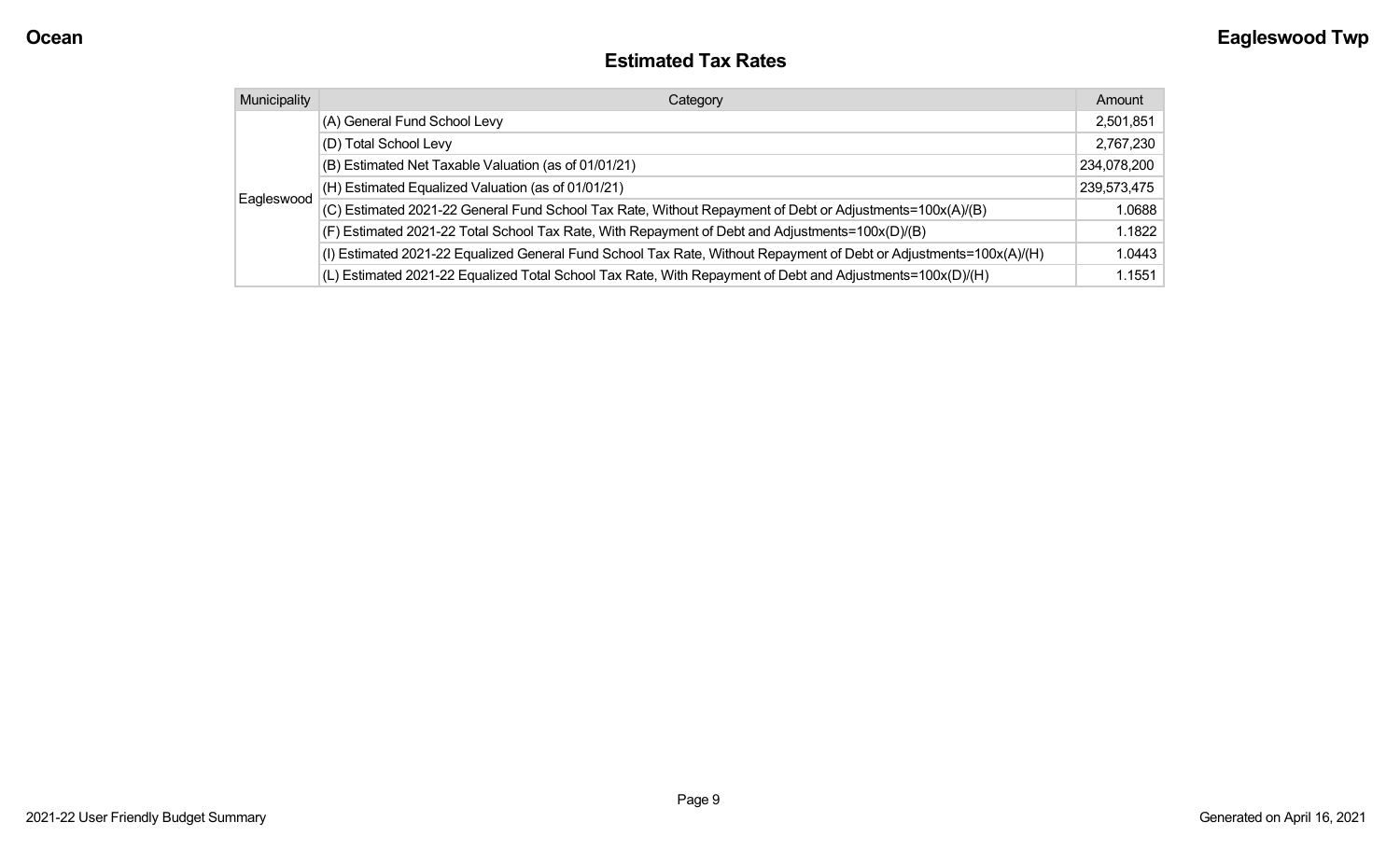## Estimated Tax Rates

| Municipality | Category | Amount |
|---|---|---|
| Eagleswood | (A) General Fund School Levy | 2,501,851 |
| | (D) Total School Levy | 2,767,230 |
| | (B) Estimated Net Taxable Valuation (as of 01/01/21) | 234,078,200 |
| | (H) Estimated Equalized Valuation (as of 01/01/21) | 239,573,475 |
| | (C) Estimated 2021-22 General Fund School Tax Rate, Without Repayment of Debt or Adjustments=100x(A)/(B) | 1.0688 |
| | (F) Estimated 2021-22 Total School Tax Rate, With Repayment of Debt and Adjustments=100x(D)/(B) | 1.1822 |
| | (I) Estimated 2021-22 Equalized General Fund School Tax Rate, Without Repayment of Debt or Adjustments=100x(A)/(H) | 1.0443 |
| | (L) Estimated 2021-22 Equalized Total School Tax Rate, With Repayment of Debt and Adjustments=100x(D)/(H) | 1.1551 |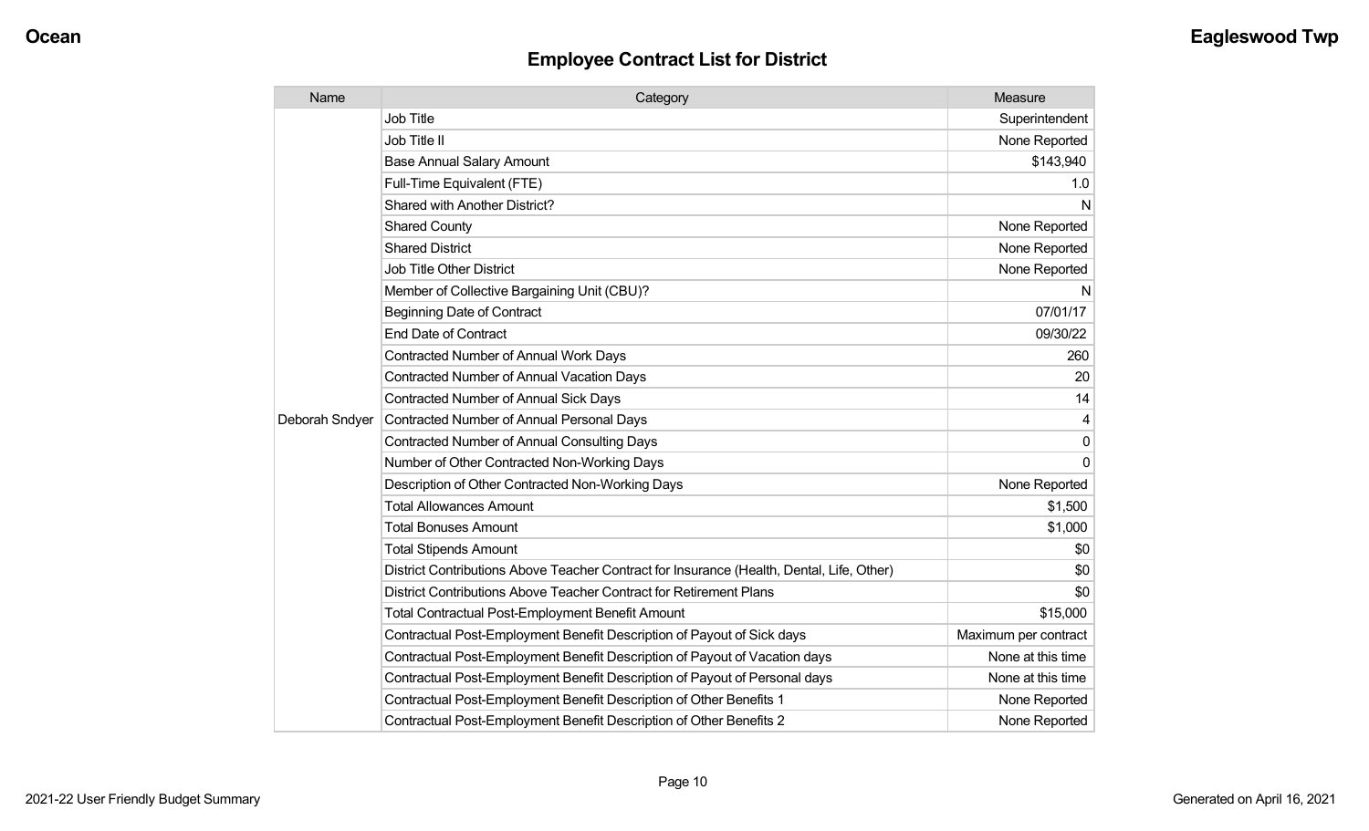# Employee Contract List for District

| Name | Category | Measure |
|---|---|---|
| Deborah Sndyer | Job Title | Superintendent |
| | Job Title II | None Reported |
| | Base Annual Salary Amount | $143,940 |
| | Full-Time Equivalent (FTE) | 1.0 |
| | Shared with Another District? | N |
| | Shared County | None Reported |
| | Shared District | None Reported |
| | Job Title Other District | None Reported |
| | Member of Collective Bargaining Unit (CBU)? | N |
| | Beginning Date of Contract | 07/01/17 |
| | End Date of Contract | 09/30/22 |
| | Contracted Number of Annual Work Days | 260 |
| | Contracted Number of Annual Vacation Days | 20 |
| | Contracted Number of Annual Sick Days | 14 |
| | Contracted Number of Annual Personal Days | 4 |
| | Contracted Number of Annual Consulting Days | 0 |
| | Number of Other Contracted Non-Working Days | 0 |
| | Description of Other Contracted Non-Working Days | None Reported |
| | Total Allowances Amount | $1,500 |
| | Total Bonuses Amount | $1,000 |
| | Total Stipends Amount | $0 |
| | District Contributions Above Teacher Contract for Insurance (Health, Dental, Life, Other) | $0 |
| | District Contributions Above Teacher Contract for Retirement Plans | $0 |
| | Total Contractual Post-Employment Benefit Amount | $15,000 |
| | Contractual Post-Employment Benefit Description of Payout of Sick days | Maximum per contract |
| | Contractual Post-Employment Benefit Description of Payout of Vacation days | None at this time |
| | Contractual Post-Employment Benefit Description of Payout of Personal days | None at this time |
| | Contractual Post-Employment Benefit Description of Other Benefits 1 | None Reported |
| | Contractual Post-Employment Benefit Description of Other Benefits 2 | None Reported |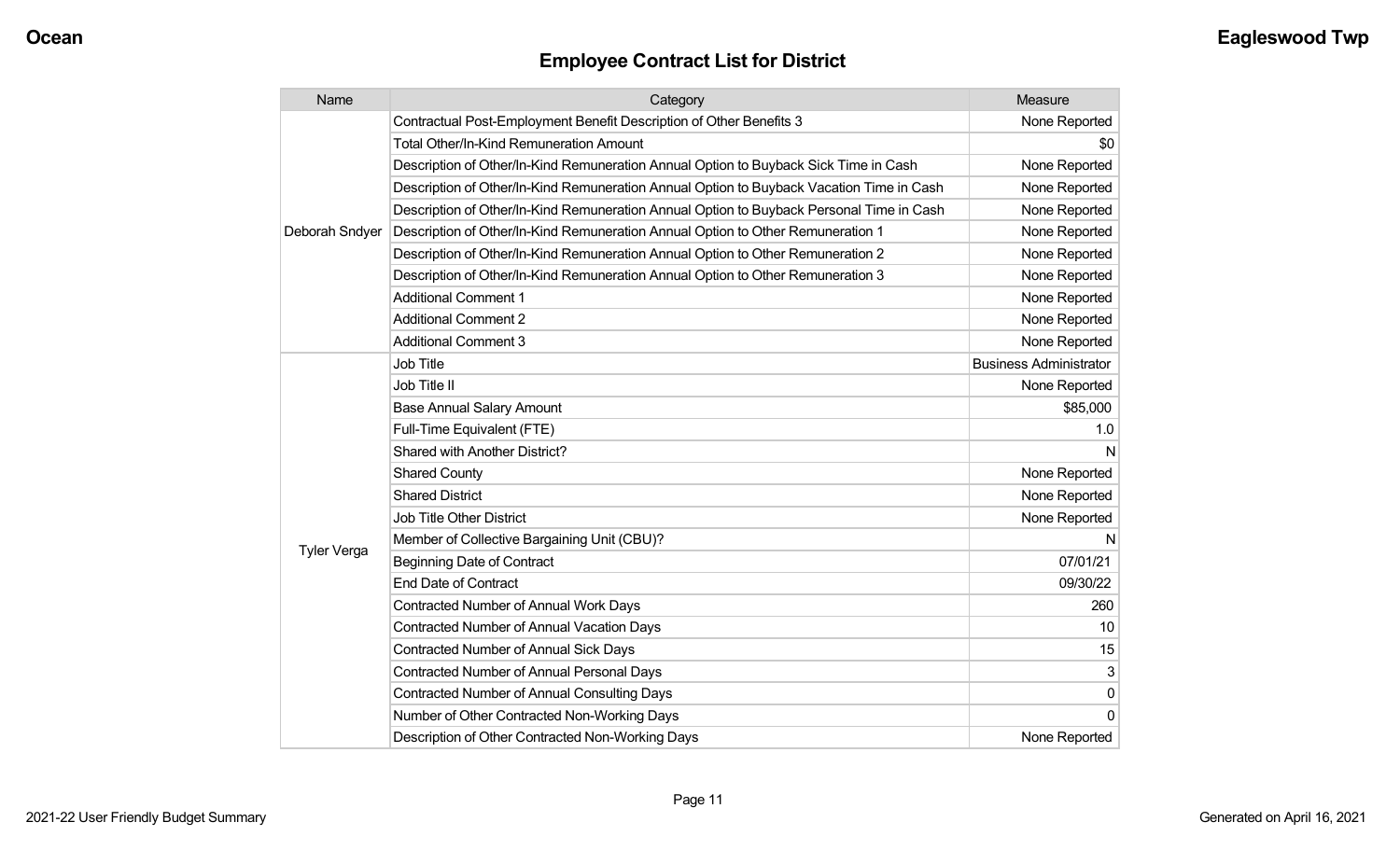## Employee Contract List for District

| Name | Category | Measure |
|---|---|---|
| Deborah Sndyer | Contractual Post-Employment Benefit Description of Other Benefits 3 | None Reported |
| | Total Other/In-Kind Remuneration Amount | $0 |
| | Description of Other/In-Kind Remuneration Annual Option to Buyback Sick Time in Cash | None Reported |
| | Description of Other/In-Kind Remuneration Annual Option to Buyback Vacation Time in Cash | None Reported |
| | Description of Other/In-Kind Remuneration Annual Option to Buyback Personal Time in Cash | None Reported |
| | Description of Other/In-Kind Remuneration Annual Option to Other Remuneration 1 | None Reported |
| | Description of Other/In-Kind Remuneration Annual Option to Other Remuneration 2 | None Reported |
| | Description of Other/In-Kind Remuneration Annual Option to Other Remuneration 3 | None Reported |
| | Additional Comment 1 | None Reported |
| | Additional Comment 2 | None Reported |
| | Additional Comment 3 | None Reported |
| Tyler Verga | Job Title | Business Administrator |
| | Job Title II | None Reported |
| | Base Annual Salary Amount | $85,000 |
| | Full-Time Equivalent (FTE) | 1.0 |
| | Shared with Another District? | N |
| | Shared County | None Reported |
| | Shared District | None Reported |
| | Job Title Other District | None Reported |
| | Member of Collective Bargaining Unit (CBU)? | N |
| | Beginning Date of Contract | 07/01/21 |
| | End Date of Contract | 09/30/22 |
| | Contracted Number of Annual Work Days | 260 |
| | Contracted Number of Annual Vacation Days | 10 |
| | Contracted Number of Annual Sick Days | 15 |
| | Contracted Number of Annual Personal Days | 3 |
| | Contracted Number of Annual Consulting Days | 0 |
| | Number of Other Contracted Non-Working Days | 0 |
| | Description of Other Contracted Non-Working Days | None Reported |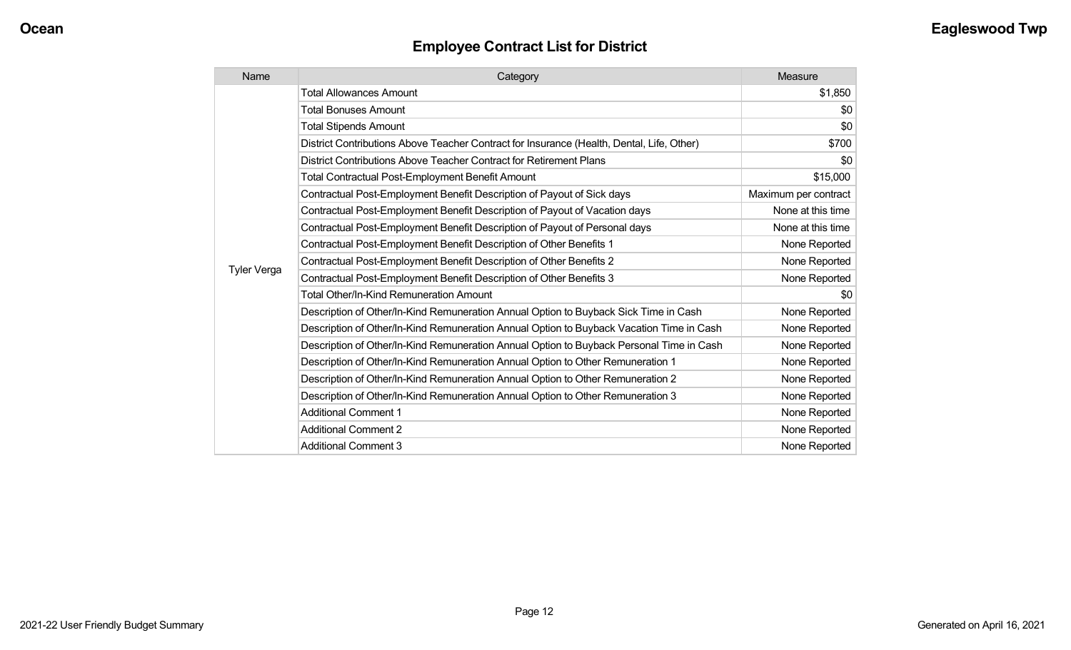## Employee Contract List for District

| Name | Category | Measure |
|---|---|---|
| Tyler Verga | Total Allowances Amount | $1,850 |
| | Total Bonuses Amount | $0 |
| | Total Stipends Amount | $0 |
| | District Contributions Above Teacher Contract for Insurance (Health, Dental, Life, Other) | $700 |
| | District Contributions Above Teacher Contract for Retirement Plans | $0 |
| | Total Contractual Post-Employment Benefit Amount | $15,000 |
| | Contractual Post-Employment Benefit Description of Payout of Sick days | Maximum per contract |
| | Contractual Post-Employment Benefit Description of Payout of Vacation days | None at this time |
| | Contractual Post-Employment Benefit Description of Payout of Personal days | None at this time |
| | Contractual Post-Employment Benefit Description of Other Benefits 1 | None Reported |
| | Contractual Post-Employment Benefit Description of Other Benefits 2 | None Reported |
| | Contractual Post-Employment Benefit Description of Other Benefits 3 | None Reported |
| | Total Other/In-Kind Remuneration Amount | $0 |
| | Description of Other/In-Kind Remuneration Annual Option to Buyback Sick Time in Cash | None Reported |
| | Description of Other/In-Kind Remuneration Annual Option to Buyback Vacation Time in Cash | None Reported |
| | Description of Other/In-Kind Remuneration Annual Option to Buyback Personal Time in Cash | None Reported |
| | Description of Other/In-Kind Remuneration Annual Option to Other Remuneration 1 | None Reported |
| | Description of Other/In-Kind Remuneration Annual Option to Other Remuneration 2 | None Reported |
| | Description of Other/In-Kind Remuneration Annual Option to Other Remuneration 3 | None Reported |
| | Additional Comment 1 | None Reported |
| | Additional Comment 2 | None Reported |
| | Additional Comment 3 | None Reported |